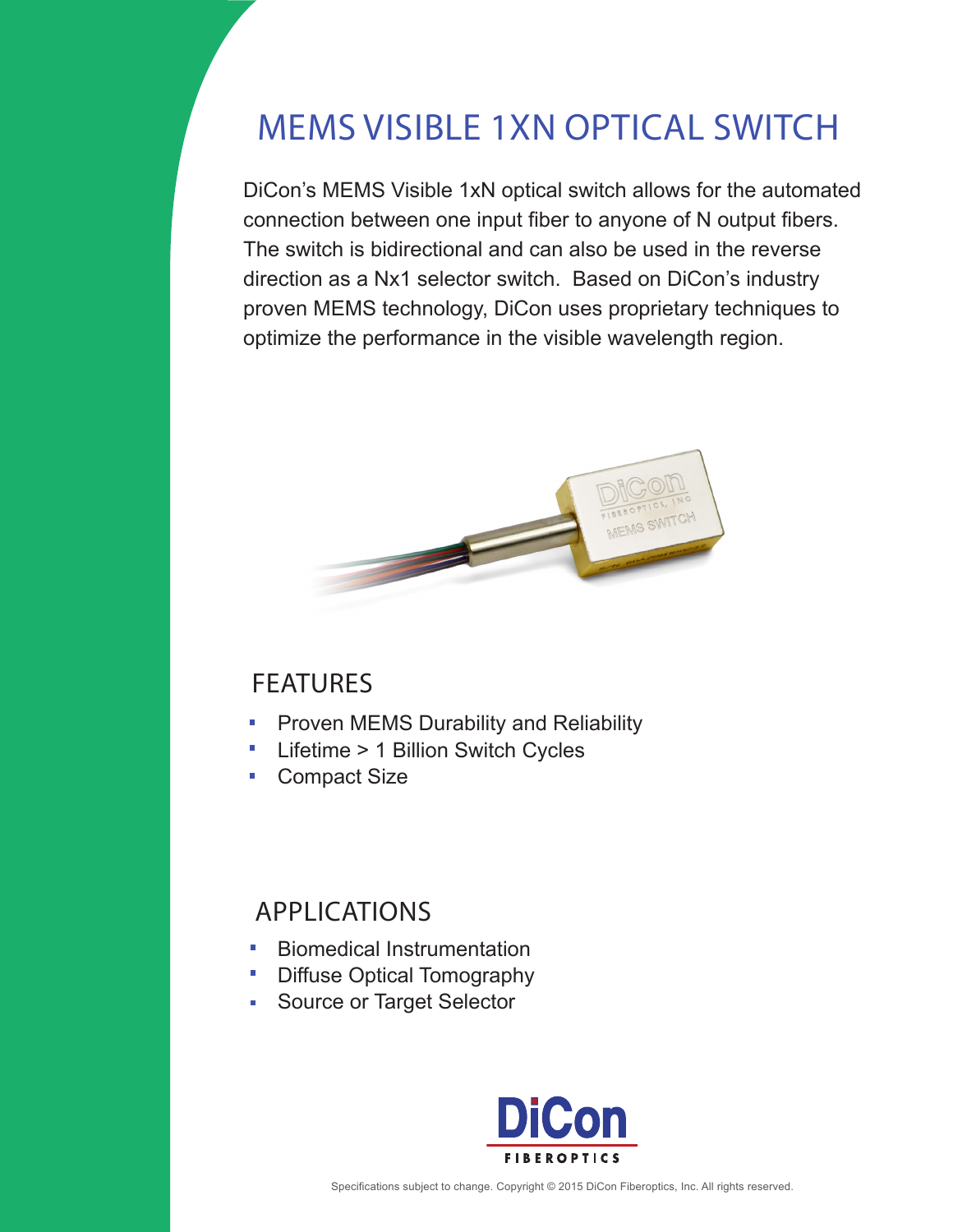# MEMS VISIBLE 1XN OPTICAL SWITCH

DiCon's MEMS Visible 1xN optical switch allows for the automated connection between one input fiber to anyone of N output fibers. The switch is bidirectional and can also be used in the reverse direction as a Nx1 selector switch. Based on DiCon's industry proven MEMS technology, DiCon uses proprietary techniques to optimize the performance in the visible wavelength region.

## FEATURES

- Proven MEMS Durability and Reliability
- Lifetime > 1 Billion Switch Cycles
- Compact Size

## APPLICATIONS

- Biomedical Instrumentation
- Diffuse Optical Tomography
- Source or Target Selector

DiCon FIBEROPTICS

Specifications subject to change. Copyright © 2015 DiCon Fiberoptics, Inc. All rights reserved.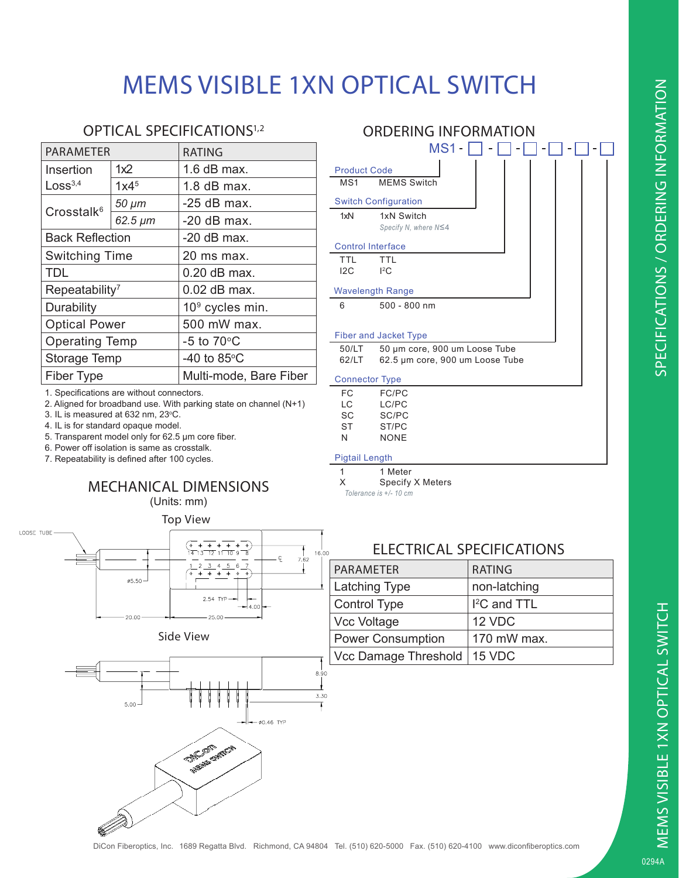# MEMS VISIBLE 1XN OPTICAL SWITCH

## OPTICAL SPECIFICATIONS[1,2]

| PARAMETER | | RATING |
|---|---|---|
| Insertion Loss[3,4] | 1x2 | 1.6 dB max. |
| | 1x4[5] | 1.8 dB max. |
| Crosstalk[6] | *50 μm* | -25 dB max. |
| | *62.5 μm* | -20 dB max. |
| Back Reflection | | -20 dB max. |
| Switching Time | | 20 ms max. |
| TDL | | 0.20 dB max. |
| Repeatability[7] | | 0.02 dB max. |
| Durability | | $10^9$ cycles min. |
| Optical Power | | 500 mW max. |
| Operating Temp | | -5 to 70°C |
| Storage Temp | | -40 to 85°C |
| Fiber Type | | Multi-mode, Bare Fiber |

1. Specifications are without connectors.
2. Aligned for broadband use. With parking state on channel (N+1)
3. IL is measured at 632 nm, 23°C.
4. IL is for standard opaque model.
5. Transparent model only for 62.5 µm core fiber.
6. Power off isolation is same as crosstalk.
7. Repeatability is defined after 100 cycles.

## ORDERING INFORMATION

MS1 - □ - □ - □ - □ - □ - □

**Product Code**
- MS1 — MEMS Switch

**Switch Configuration**
- 1xN — 1xN Switch
  *Specify N, where N≤4*

**Control Interface**
- TTL — TTL
- I2C — I²C

**Wavelength Range**
- 6 — 500 - 800 nm

**Fiber and Jacket Type**
- 50/LT — 50 µm core, 900 um Loose Tube
- 62/LT — 62.5 µm core, 900 um Loose Tube

**Connector Type**
- FC — FC/PC
- LC — LC/PC
- SC — SC/PC
- ST — ST/PC
- N — NONE

**Pigtail Length**
- 1 — 1 Meter
- X — Specify X Meters

*Tolerance is +/- 10 cm*

## MECHANICAL DIMENSIONS

(Units: mm)

Top View

LOOSE TUBE
14 13 12 11 10 9 8
1 2 3 4 5 6 7
ø5.50
16.00
7.62
2.54 TYP
4.00
20.00
25.00

Side View

8.90
3.30
5.00
ø0.46 TYP

DiCon MEMS SWITCH

## ELECTRICAL SPECIFICATIONS

| PARAMETER | RATING |
|---|---|
| Latching Type | non-latching |
| Control Type | I²C and TTL |
| Vcc Voltage | 12 VDC |
| Power Consumption | 170 mW max. |
| Vcc Damage Threshold | 15 VDC |

DiCon Fiberoptics, Inc. 1689 Regatta Blvd. Richmond, CA 94804 Tel. (510) 620-5000 Fax. (510) 620-4100 www.diconfiberoptics.com

0294A